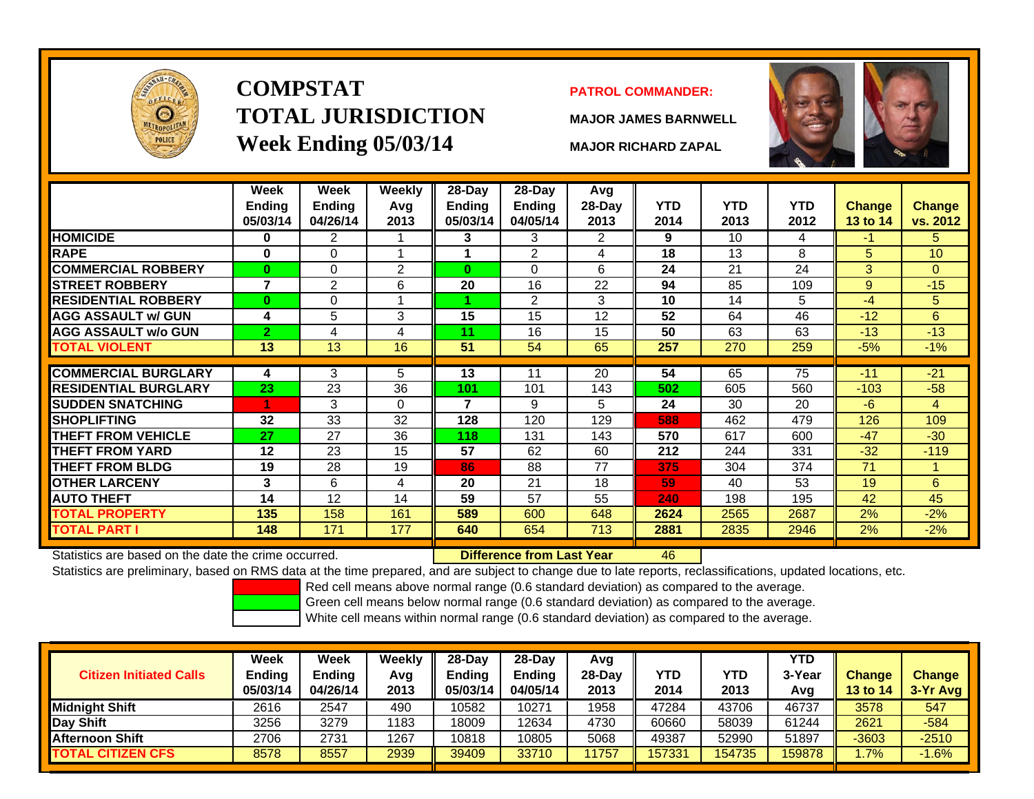# COMPSTAT
## TOTAL JURISDICTION
## Week Ending 05/03/14

**PATROL COMMANDER:**

**MAJOR JAMES BARNWELL**

**MAJOR RICHARD ZAPAL**

| | Week Ending 05/03/14 | Week Ending 04/26/14 | Weekly Avg 2013 | 28-Day Ending 05/03/14 | 28-Day Ending 04/05/14 | Avg 28-Day 2013 | YTD 2014 | YTD 2013 | YTD 2012 | Change 13 to 14 | Change vs. 2012 |
|---|---|---|---|---|---|---|---|---|---|---|---|
| **HOMICIDE** | 0 | 2 | 1 | 3 | 3 | 2 | 9 | 10 | 4 | -1 | 5 |
| **RAPE** | 0 | 0 | 1 | 1 | 2 | 4 | 18 | 13 | 8 | 5 | 10 |
| **COMMERCIAL ROBBERY** | 0 | 0 | 2 | 0 | 0 | 6 | 24 | 21 | 24 | 3 | 0 |
| **STREET ROBBERY** | 7 | 2 | 6 | 20 | 16 | 22 | 94 | 85 | 109 | 9 | -15 |
| **RESIDENTIAL ROBBERY** | 0 | 0 | 1 | 1 | 2 | 3 | 10 | 14 | 5 | -4 | 5 |
| **AGG ASSAULT w/ GUN** | 4 | 5 | 3 | 15 | 15 | 12 | 52 | 64 | 46 | -12 | 6 |
| **AGG ASSAULT w/o GUN** | 2 | 4 | 4 | 11 | 16 | 15 | 50 | 63 | 63 | -13 | -13 |
| **TOTAL VIOLENT** | 13 | 13 | 16 | 51 | 54 | 65 | 257 | 270 | 259 | -5% | -1% |
| **COMMERCIAL BURGLARY** | 4 | 3 | 5 | 13 | 11 | 20 | 54 | 65 | 75 | -11 | -21 |
| **RESIDENTIAL BURGLARY** | 23 | 23 | 36 | 101 | 101 | 143 | 502 | 605 | 560 | -103 | -58 |
| **SUDDEN SNATCHING** | 1 | 3 | 0 | 7 | 9 | 5 | 24 | 30 | 20 | -6 | 4 |
| **SHOPLIFTING** | 32 | 33 | 32 | 128 | 120 | 129 | 588 | 462 | 479 | 126 | 109 |
| **THEFT FROM VEHICLE** | 27 | 27 | 36 | 118 | 131 | 143 | 570 | 617 | 600 | -47 | -30 |
| **THEFT FROM YARD** | 12 | 23 | 15 | 57 | 62 | 60 | 212 | 244 | 331 | -32 | -119 |
| **THEFT FROM BLDG** | 19 | 28 | 19 | 86 | 88 | 77 | 375 | 304 | 374 | 71 | 1 |
| **OTHER LARCENY** | 3 | 6 | 4 | 20 | 21 | 18 | 59 | 40 | 53 | 19 | 6 |
| **AUTO THEFT** | 14 | 12 | 14 | 59 | 57 | 55 | 240 | 198 | 195 | 42 | 45 |
| **TOTAL PROPERTY** | 135 | 158 | 161 | 589 | 600 | 648 | 2624 | 2565 | 2687 | 2% | -2% |
| **TOTAL PART I** | 148 | 171 | 177 | 640 | 654 | 713 | 2881 | 2835 | 2946 | 2% | -2% |

Statistics are based on the date the crime occurred. **Difference from Last Year** 46

Statistics are preliminary, based on RMS data at the time prepared, and are subject to change due to late reports, reclassifications, updated locations, etc.

Red cell means above normal range (0.6 standard deviation) as compared to the average.
Green cell means below normal range (0.6 standard deviation) as compared to the average.
White cell means within normal range (0.6 standard deviation) as compared to the average.

| Citizen Initiated Calls | Week Ending 05/03/14 | Week Ending 04/26/14 | Weekly Avg 2013 | 28-Day Ending 05/03/14 | 28-Day Ending 04/05/14 | Avg 28-Day 2013 | YTD 2014 | YTD 2013 | YTD 3-Year Avg | Change 13 to 14 | Change 3-Yr Avg |
|---|---|---|---|---|---|---|---|---|---|---|---|
| **Midnight Shift** | 2616 | 2547 | 490 | 10582 | 10271 | 1958 | 47284 | 43706 | 46737 | 3578 | 547 |
| **Day Shift** | 3256 | 3279 | 1183 | 18009 | 12634 | 4730 | 60660 | 58039 | 61244 | 2621 | -584 |
| **Afternoon Shift** | 2706 | 2731 | 1267 | 10818 | 10805 | 5068 | 49387 | 52990 | 51897 | -3603 | -2510 |
| **TOTAL CITIZEN CFS** | 8578 | 8557 | 2939 | 39409 | 33710 | 11757 | 157331 | 154735 | 159878 | 1.7% | -1.6% |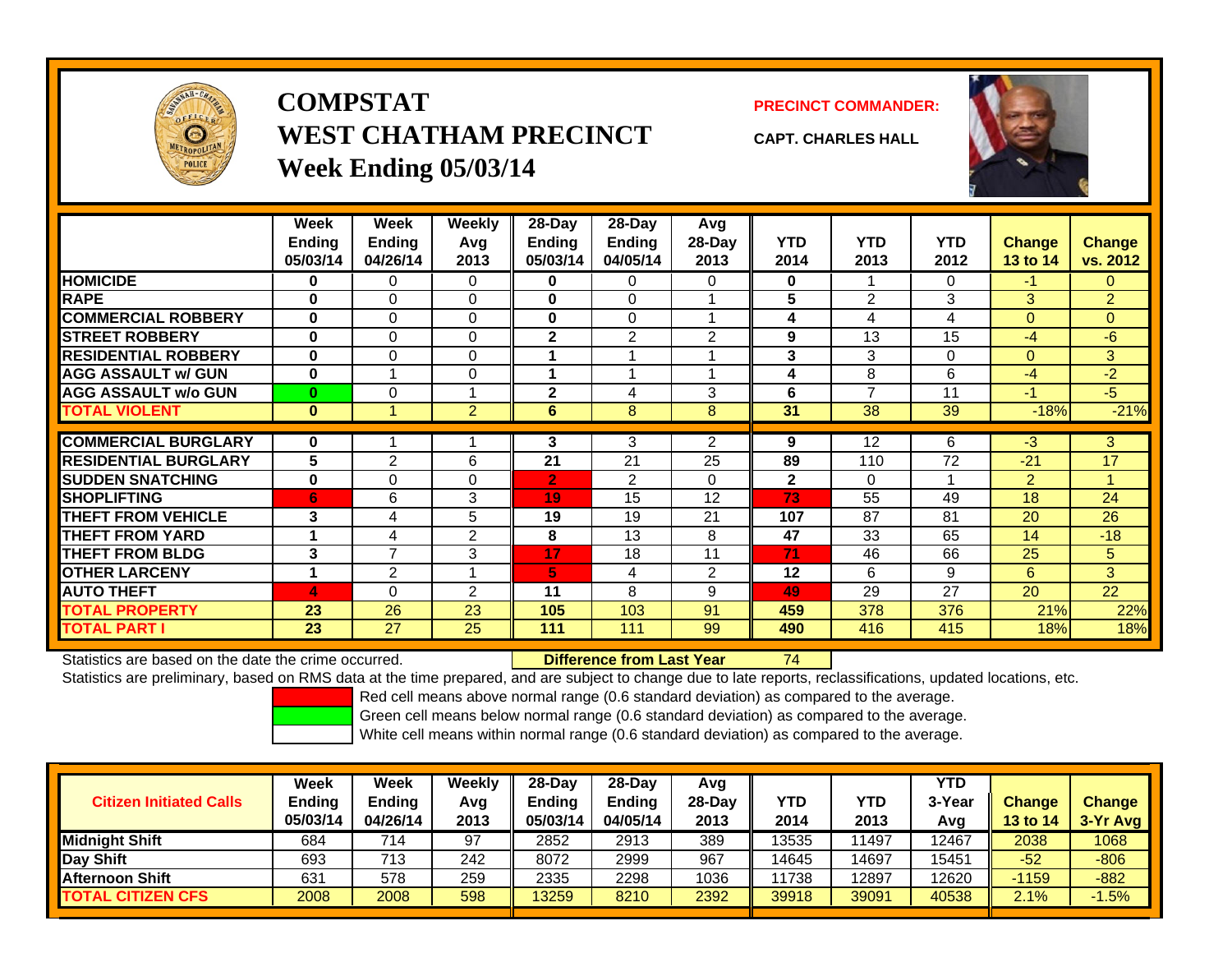# COMPSTAT
# WEST CHATHAM PRECINCT
# Week Ending 05/03/14

**PRECINCT COMMANDER:**

**CAPT. CHARLES HALL**

| | Week Ending 05/03/14 | Week Ending 04/26/14 | Weekly Avg 2013 | 28-Day Ending 05/03/14 | 28-Day Ending 04/05/14 | Avg 28-Day 2013 | YTD 2014 | YTD 2013 | YTD 2012 | Change 13 to 14 | Change vs. 2012 |
|---|---|---|---|---|---|---|---|---|---|---|---|
| HOMICIDE | 0 | 0 | 0 | 0 | 0 | 0 | 0 | 1 | 0 | -1 | 0 |
| RAPE | 0 | 0 | 0 | 0 | 0 | 1 | 5 | 2 | 3 | 3 | 2 |
| COMMERCIAL ROBBERY | 0 | 0 | 0 | 0 | 0 | 1 | 4 | 4 | 4 | 0 | 0 |
| STREET ROBBERY | 0 | 0 | 0 | 2 | 2 | 2 | 9 | 13 | 15 | -4 | -6 |
| RESIDENTIAL ROBBERY | 0 | 0 | 0 | 1 | 1 | 1 | 3 | 3 | 0 | 0 | 3 |
| AGG ASSAULT w/ GUN | 0 | 1 | 0 | 1 | 1 | 1 | 4 | 8 | 6 | -4 | -2 |
| AGG ASSAULT w/o GUN | 0 | 0 | 1 | 2 | 4 | 3 | 6 | 7 | 11 | -1 | -5 |
| TOTAL VIOLENT | 0 | 1 | 2 | 6 | 8 | 8 | 31 | 38 | 39 | -18% | -21% |
| COMMERCIAL BURGLARY | 0 | 1 | 1 | 3 | 3 | 2 | 9 | 12 | 6 | -3 | 3 |
| RESIDENTIAL BURGLARY | 5 | 2 | 6 | 21 | 21 | 25 | 89 | 110 | 72 | -21 | 17 |
| SUDDEN SNATCHING | 0 | 0 | 0 | 2 | 2 | 0 | 2 | 0 | 1 | 2 | 1 |
| SHOPLIFTING | 6 | 6 | 3 | 19 | 15 | 12 | 73 | 55 | 49 | 18 | 24 |
| THEFT FROM VEHICLE | 3 | 4 | 5 | 19 | 19 | 21 | 107 | 87 | 81 | 20 | 26 |
| THEFT FROM YARD | 1 | 4 | 2 | 8 | 13 | 8 | 47 | 33 | 65 | 14 | -18 |
| THEFT FROM BLDG | 3 | 7 | 3 | 17 | 18 | 11 | 71 | 46 | 66 | 25 | 5 |
| OTHER LARCENY | 1 | 2 | 1 | 5 | 4 | 2 | 12 | 6 | 9 | 6 | 3 |
| AUTO THEFT | 4 | 0 | 2 | 11 | 8 | 9 | 49 | 29 | 27 | 20 | 22 |
| TOTAL PROPERTY | 23 | 26 | 23 | 105 | 103 | 91 | 459 | 378 | 376 | 21% | 22% |
| TOTAL PART I | 23 | 27 | 25 | 111 | 111 | 99 | 490 | 416 | 415 | 18% | 18% |

Statistics are based on the date the crime occurred. **Difference from Last Year** 74

Statistics are preliminary, based on RMS data at the time prepared, and are subject to change due to late reports, reclassifications, updated locations, etc.

Red cell means above normal range (0.6 standard deviation) as compared to the average.
Green cell means below normal range (0.6 standard deviation) as compared to the average.
White cell means within normal range (0.6 standard deviation) as compared to the average.

| Citizen Initiated Calls | Week Ending 05/03/14 | Week Ending 04/26/14 | Weekly Avg 2013 | 28-Day Ending 05/03/14 | 28-Day Ending 04/05/14 | Avg 28-Day 2013 | YTD 2014 | YTD 2013 | YTD 3-Year Avg | Change 13 to 14 | Change 3-Yr Avg |
|---|---|---|---|---|---|---|---|---|---|---|---|
| Midnight Shift | 684 | 714 | 97 | 2852 | 2913 | 389 | 13535 | 11497 | 12467 | 2038 | 1068 |
| Day Shift | 693 | 713 | 242 | 8072 | 2999 | 967 | 14645 | 14697 | 15451 | -52 | -806 |
| Afternoon Shift | 631 | 578 | 259 | 2335 | 2298 | 1036 | 11738 | 12897 | 12620 | -1159 | -882 |
| TOTAL CITIZEN CFS | 2008 | 2008 | 598 | 13259 | 8210 | 2392 | 39918 | 39091 | 40538 | 2.1% | -1.5% |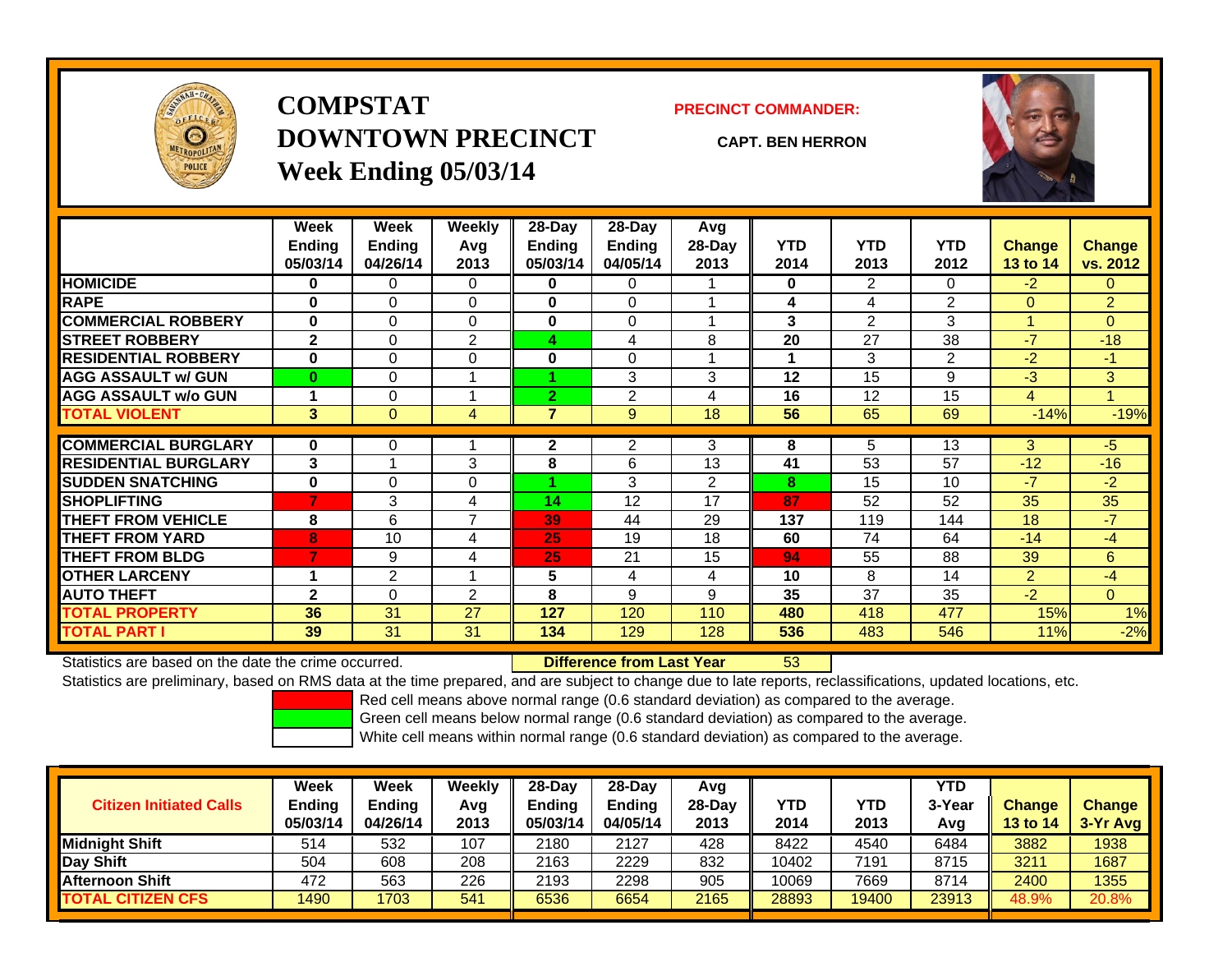# COMPSTAT
# DOWNTOWN PRECINCT
## Week Ending 05/03/14

**PRECINCT COMMANDER:**

**CAPT. BEN HERRON**

| | Week Ending 05/03/14 | Week Ending 04/26/14 | Weekly Avg 2013 | 28-Day Ending 05/03/14 | 28-Day Ending 04/05/14 | Avg 28-Day 2013 | YTD 2014 | YTD 2013 | YTD 2012 | Change 13 to 14 | Change vs. 2012 |
|---|---|---|---|---|---|---|---|---|---|---|---|
| HOMICIDE | 0 | 0 | 0 | 0 | 0 | 1 | 0 | 2 | 0 | -2 | 0 |
| RAPE | 0 | 0 | 0 | 0 | 0 | 1 | 4 | 4 | 2 | 0 | 2 |
| COMMERCIAL ROBBERY | 0 | 0 | 0 | 0 | 0 | 1 | 3 | 2 | 3 | 1 | 0 |
| STREET ROBBERY | 2 | 0 | 2 | 4 | 4 | 8 | 20 | 27 | 38 | -7 | -18 |
| RESIDENTIAL ROBBERY | 0 | 0 | 0 | 0 | 0 | 1 | 1 | 3 | 2 | -2 | -1 |
| AGG ASSAULT w/ GUN | 0 | 0 | 1 | 1 | 3 | 3 | 12 | 15 | 9 | -3 | 3 |
| AGG ASSAULT w/o GUN | 1 | 0 | 1 | 2 | 2 | 4 | 16 | 12 | 15 | 4 | 1 |
| TOTAL VIOLENT | 3 | 0 | 4 | 7 | 9 | 18 | 56 | 65 | 69 | -14% | -19% |
| COMMERCIAL BURGLARY | 0 | 0 | 1 | 2 | 2 | 3 | 8 | 5 | 13 | 3 | -5 |
| RESIDENTIAL BURGLARY | 3 | 1 | 3 | 8 | 6 | 13 | 41 | 53 | 57 | -12 | -16 |
| SUDDEN SNATCHING | 0 | 0 | 0 | 1 | 3 | 2 | 8 | 15 | 10 | -7 | -2 |
| SHOPLIFTING | 7 | 3 | 4 | 14 | 12 | 17 | 87 | 52 | 52 | 35 | 35 |
| THEFT FROM VEHICLE | 8 | 6 | 7 | 39 | 44 | 29 | 137 | 119 | 144 | 18 | -7 |
| THEFT FROM YARD | 8 | 10 | 4 | 25 | 19 | 18 | 60 | 74 | 64 | -14 | -4 |
| THEFT FROM BLDG | 7 | 9 | 4 | 25 | 21 | 15 | 94 | 55 | 88 | 39 | 6 |
| OTHER LARCENY | 1 | 2 | 1 | 5 | 4 | 4 | 10 | 8 | 14 | 2 | -4 |
| AUTO THEFT | 2 | 0 | 2 | 8 | 9 | 9 | 35 | 37 | 35 | -2 | 0 |
| TOTAL PROPERTY | 36 | 31 | 27 | 127 | 120 | 110 | 480 | 418 | 477 | 15% | 1% |
| TOTAL PART I | 39 | 31 | 31 | 134 | 129 | 128 | 536 | 483 | 546 | 11% | -2% |

Statistics are based on the date the crime occurred. **Difference from Last Year** 53

Statistics are preliminary, based on RMS data at the time prepared, and are subject to change due to late reports, reclassifications, updated locations, etc.

Red cell means above normal range (0.6 standard deviation) as compared to the average.
Green cell means below normal range (0.6 standard deviation) as compared to the average.
White cell means within normal range (0.6 standard deviation) as compared to the average.

| Citizen Initiated Calls | Week Ending 05/03/14 | Week Ending 04/26/14 | Weekly Avg 2013 | 28-Day Ending 05/03/14 | 28-Day Ending 04/05/14 | Avg 28-Day 2013 | YTD 2014 | YTD 2013 | YTD 3-Year Avg | Change 13 to 14 | Change 3-Yr Avg |
|---|---|---|---|---|---|---|---|---|---|---|---|
| Midnight Shift | 514 | 532 | 107 | 2180 | 2127 | 428 | 8422 | 4540 | 6484 | 3882 | 1938 |
| Day Shift | 504 | 608 | 208 | 2163 | 2229 | 832 | 10402 | 7191 | 8715 | 3211 | 1687 |
| Afternoon Shift | 472 | 563 | 226 | 2193 | 2298 | 905 | 10069 | 7669 | 8714 | 2400 | 1355 |
| TOTAL CITIZEN CFS | 1490 | 1703 | 541 | 6536 | 6654 | 2165 | 28893 | 19400 | 23913 | 48.9% | 20.8% |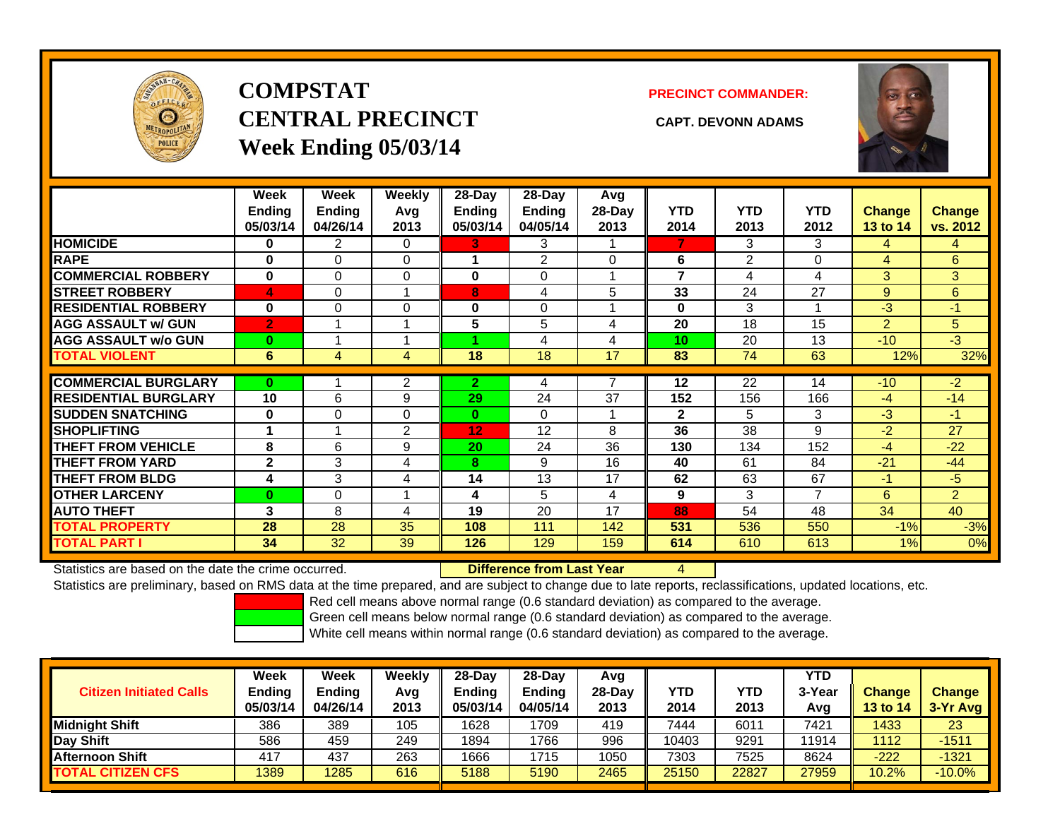# COMPSTAT CENTRAL PRECINCT

## Week Ending 05/03/14

**PRECINCT COMMANDER:**

**CAPT. DEVONN ADAMS**

| | Week Ending 05/03/14 | Week Ending 04/26/14 | Weekly Avg 2013 | 28-Day Ending 05/03/14 | 28-Day Ending 04/05/14 | Avg 28-Day 2013 | YTD 2014 | YTD 2013 | YTD 2012 | Change 13 to 14 | Change vs. 2012 |
|---|---|---|---|---|---|---|---|---|---|---|---|
| HOMICIDE | 0 | 2 | 0 | 3 | 3 | 1 | 7 | 3 | 3 | 4 | 4 |
| RAPE | 0 | 0 | 0 | 1 | 2 | 0 | 6 | 2 | 0 | 4 | 6 |
| COMMERCIAL ROBBERY | 0 | 0 | 0 | 0 | 0 | 1 | 7 | 4 | 4 | 3 | 3 |
| STREET ROBBERY | 4 | 0 | 1 | 8 | 4 | 5 | 33 | 24 | 27 | 9 | 6 |
| RESIDENTIAL ROBBERY | 0 | 0 | 0 | 0 | 0 | 1 | 0 | 3 | 1 | -3 | -1 |
| AGG ASSAULT w/ GUN | 2 | 1 | 1 | 5 | 5 | 4 | 20 | 18 | 15 | 2 | 5 |
| AGG ASSAULT w/o GUN | 0 | 1 | 1 | 1 | 4 | 4 | 10 | 20 | 13 | -10 | -3 |
| TOTAL VIOLENT | 6 | 4 | 4 | 18 | 18 | 17 | 83 | 74 | 63 | 12% | 32% |
| COMMERCIAL BURGLARY | 0 | 1 | 2 | 2 | 4 | 7 | 12 | 22 | 14 | -10 | -2 |
| RESIDENTIAL BURGLARY | 10 | 6 | 9 | 29 | 24 | 37 | 152 | 156 | 166 | -4 | -14 |
| SUDDEN SNATCHING | 0 | 0 | 0 | 0 | 0 | 1 | 2 | 5 | 3 | -3 | -1 |
| SHOPLIFTING | 1 | 1 | 2 | 12 | 12 | 8 | 36 | 38 | 9 | -2 | 27 |
| THEFT FROM VEHICLE | 8 | 6 | 9 | 20 | 24 | 36 | 130 | 134 | 152 | -4 | -22 |
| THEFT FROM YARD | 2 | 3 | 4 | 8 | 9 | 16 | 40 | 61 | 84 | -21 | -44 |
| THEFT FROM BLDG | 4 | 3 | 4 | 14 | 13 | 17 | 62 | 63 | 67 | -1 | -5 |
| OTHER LARCENY | 0 | 0 | 1 | 4 | 5 | 4 | 9 | 3 | 7 | 6 | 2 |
| AUTO THEFT | 3 | 8 | 4 | 19 | 20 | 17 | 88 | 54 | 48 | 34 | 40 |
| TOTAL PROPERTY | 28 | 28 | 35 | 108 | 111 | 142 | 531 | 536 | 550 | -1% | -3% |
| TOTAL PART I | 34 | 32 | 39 | 126 | 129 | 159 | 614 | 610 | 613 | 1% | 0% |

Statistics are based on the date the crime occurred. **Difference from Last Year** 4

Statistics are preliminary, based on RMS data at the time prepared, and are subject to change due to late reports, reclassifications, updated locations, etc.

Red cell means above normal range (0.6 standard deviation) as compared to the average.
Green cell means below normal range (0.6 standard deviation) as compared to the average.
White cell means within normal range (0.6 standard deviation) as compared to the average.

| Citizen Initiated Calls | Week Ending 05/03/14 | Week Ending 04/26/14 | Weekly Avg 2013 | 28-Day Ending 05/03/14 | 28-Day Ending 04/05/14 | Avg 28-Day 2013 | YTD 2014 | YTD 2013 | YTD 3-Year Avg | Change 13 to 14 | Change 3-Yr Avg |
|---|---|---|---|---|---|---|---|---|---|---|---|
| Midnight Shift | 386 | 389 | 105 | 1628 | 1709 | 419 | 7444 | 6011 | 7421 | 1433 | 23 |
| Day Shift | 586 | 459 | 249 | 1894 | 1766 | 996 | 10403 | 9291 | 11914 | 1112 | -1511 |
| Afternoon Shift | 417 | 437 | 263 | 1666 | 1715 | 1050 | 7303 | 7525 | 8624 | -222 | -1321 |
| TOTAL CITIZEN CFS | 1389 | 1285 | 616 | 5188 | 5190 | 2465 | 25150 | 22827 | 27959 | 10.2% | -10.0% |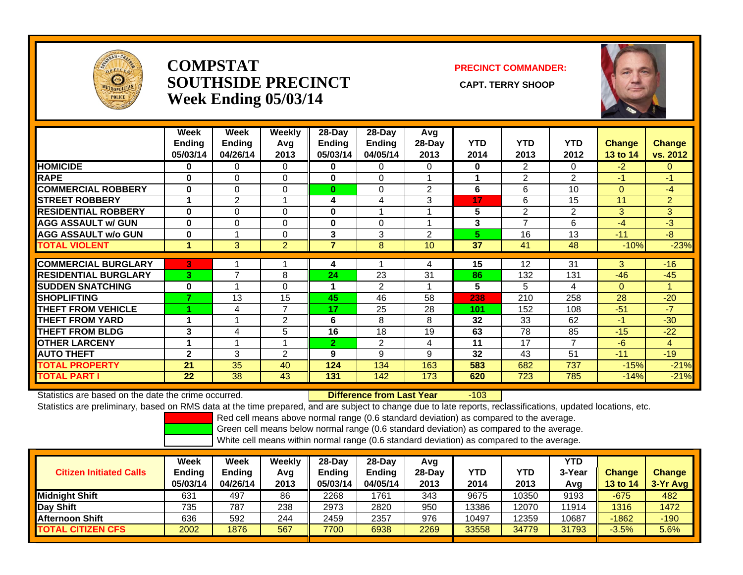# COMPSTAT
# SOUTHSIDE PRECINCT
# Week Ending 05/03/14

**PRECINCT COMMANDER:**

**CAPT. TERRY SHOOP**

| | Week Ending 05/03/14 | Week Ending 04/26/14 | Weekly Avg 2013 | 28-Day Ending 05/03/14 | 28-Day Ending 04/05/14 | Avg 28-Day 2013 | YTD 2014 | YTD 2013 | YTD 2012 | Change 13 to 14 | Change vs. 2012 |
|---|---|---|---|---|---|---|---|---|---|---|---|
| **HOMICIDE** | **0** | 0 | 0 | **0** | 0 | 0 | **0** | 2 | 0 | -2 | 0 |
| **RAPE** | **0** | 0 | 0 | **0** | 0 | 1 | **1** | 2 | 2 | -1 | -1 |
| **COMMERCIAL ROBBERY** | **0** | 0 | 0 | **0** | 0 | 2 | **6** | 6 | 10 | 0 | -4 |
| **STREET ROBBERY** | **1** | 2 | 1 | **4** | 4 | 3 | **17** | 6 | 15 | 11 | 2 |
| **RESIDENTIAL ROBBERY** | **0** | 0 | 0 | **0** | 1 | 1 | **5** | 2 | 2 | 3 | 3 |
| **AGG ASSAULT w/ GUN** | **0** | 0 | 0 | **0** | 0 | 1 | **3** | 7 | 6 | -4 | -3 |
| **AGG ASSAULT w/o GUN** | **0** | 1 | 0 | **3** | 3 | 2 | **5** | 16 | 13 | -11 | -8 |
| **TOTAL VIOLENT** | **1** | 3 | 2 | **7** | 8 | 10 | **37** | 41 | 48 | -10% | -23% |
| **COMMERCIAL BURGLARY** | **3** | 1 | 1 | **4** | 1 | 4 | **15** | 12 | 31 | 3 | -16 |
| **RESIDENTIAL BURGLARY** | **3** | 7 | 8 | **24** | 23 | 31 | **86** | 132 | 131 | -46 | -45 |
| **SUDDEN SNATCHING** | **0** | 1 | 0 | **1** | 2 | 1 | **5** | 5 | 4 | 0 | 1 |
| **SHOPLIFTING** | **7** | 13 | 15 | **45** | 46 | 58 | **238** | 210 | 258 | 28 | -20 |
| **THEFT FROM VEHICLE** | **1** | 4 | 7 | **17** | 25 | 28 | **101** | 152 | 108 | -51 | -7 |
| **THEFT FROM YARD** | **1** | 1 | 2 | **6** | 8 | 8 | **32** | 33 | 62 | -1 | -30 |
| **THEFT FROM BLDG** | **3** | 4 | 5 | **16** | 18 | 19 | **63** | 78 | 85 | -15 | -22 |
| **OTHER LARCENY** | **1** | 1 | 1 | **2** | 2 | 4 | **11** | 17 | 7 | -6 | 4 |
| **AUTO THEFT** | **2** | 3 | 2 | **9** | 9 | 9 | **32** | 43 | 51 | -11 | -19 |
| **TOTAL PROPERTY** | **21** | 35 | 40 | **124** | 134 | 163 | **583** | 682 | 737 | -15% | -21% |
| **TOTAL PART I** | **22** | 38 | 43 | **131** | 142 | 173 | **620** | 723 | 785 | -14% | -21% |

Statistics are based on the date the crime occurred. **Difference from Last Year** -103

Statistics are preliminary, based on RMS data at the time prepared, and are subject to change due to late reports, reclassifications, updated locations, etc.

Red cell means above normal range (0.6 standard deviation) as compared to the average.
Green cell means below normal range (0.6 standard deviation) as compared to the average.
White cell means within normal range (0.6 standard deviation) as compared to the average.

| Citizen Initiated Calls | Week Ending 05/03/14 | Week Ending 04/26/14 | Weekly Avg 2013 | 28-Day Ending 05/03/14 | 28-Day Ending 04/05/14 | Avg 28-Day 2013 | YTD 2014 | YTD 2013 | YTD 3-Year Avg | Change 13 to 14 | Change 3-Yr Avg |
|---|---|---|---|---|---|---|---|---|---|---|---|
| **Midnight Shift** | 631 | 497 | 86 | 2268 | 1761 | 343 | 9675 | 10350 | 9193 | -675 | 482 |
| **Day Shift** | 735 | 787 | 238 | 2973 | 2820 | 950 | 13386 | 12070 | 11914 | 1316 | 1472 |
| **Afternoon Shift** | 636 | 592 | 244 | 2459 | 2357 | 976 | 10497 | 12359 | 10687 | -1862 | -190 |
| **TOTAL CITIZEN CFS** | 2002 | 1876 | 567 | 7700 | 6938 | 2269 | 33558 | 34779 | 31793 | -3.5% | 5.6% |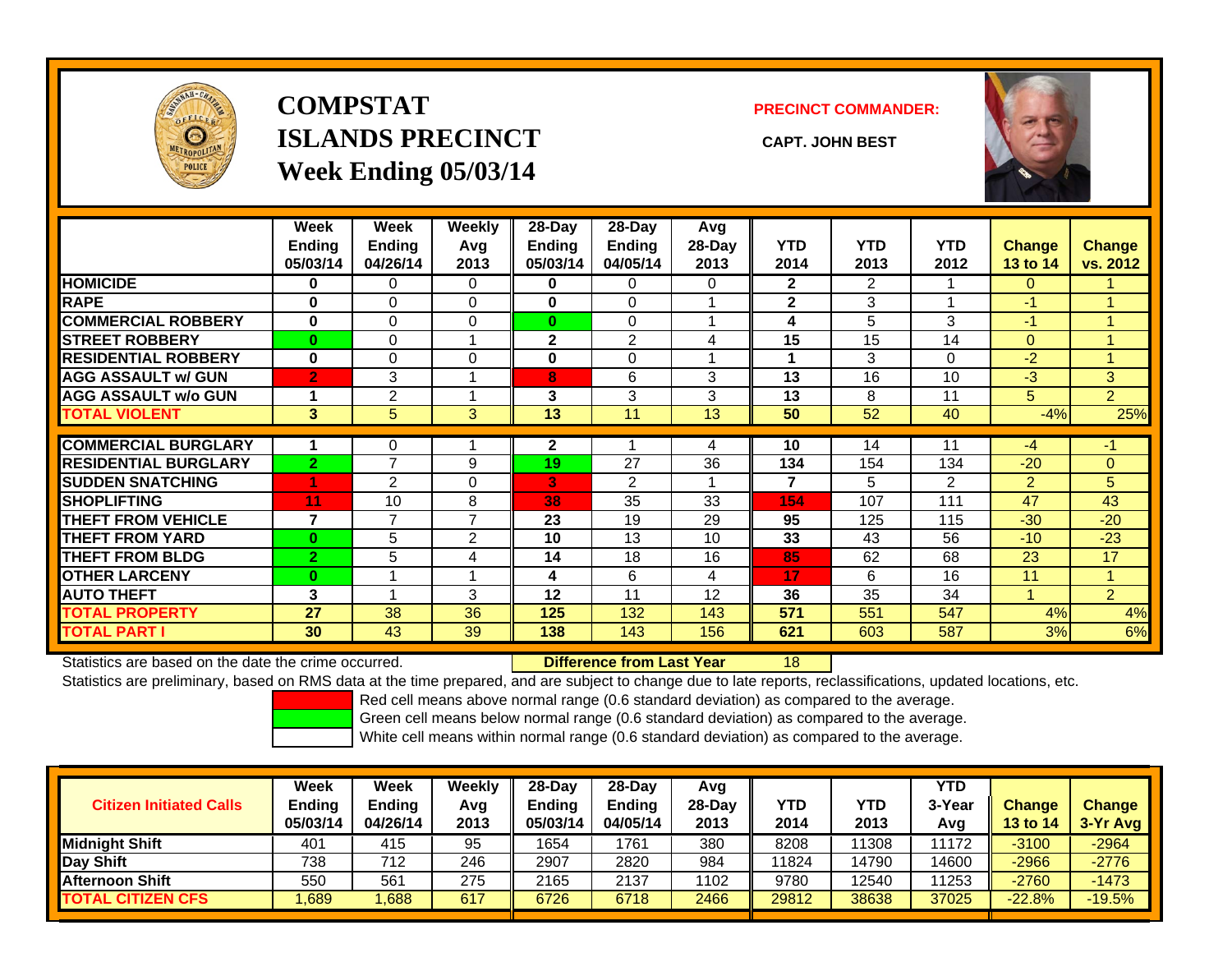# COMPSTAT
## ISLANDS PRECINCT
## Week Ending 05/03/14

**PRECINCT COMMANDER:**

**CAPT. JOHN BEST**

| | Week Ending 05/03/14 | Week Ending 04/26/14 | Weekly Avg 2013 | 28-Day Ending 05/03/14 | 28-Day Ending 04/05/14 | Avg 28-Day 2013 | YTD 2014 | YTD 2013 | YTD 2012 | Change 13 to 14 | Change vs. 2012 |
|---|---|---|---|---|---|---|---|---|---|---|---|
| HOMICIDE | 0 | 0 | 0 | 0 | 0 | 0 | 2 | 2 | 1 | 0 | 1 |
| RAPE | 0 | 0 | 0 | 0 | 0 | 1 | 2 | 3 | 1 | -1 | 1 |
| COMMERCIAL ROBBERY | 0 | 0 | 0 | 0 | 0 | 1 | 4 | 5 | 3 | -1 | 1 |
| STREET ROBBERY | 0 | 0 | 1 | 2 | 2 | 4 | 15 | 15 | 14 | 0 | 1 |
| RESIDENTIAL ROBBERY | 0 | 0 | 0 | 0 | 0 | 1 | 1 | 3 | 0 | -2 | 1 |
| AGG ASSAULT w/ GUN | 2 | 3 | 1 | 8 | 6 | 3 | 13 | 16 | 10 | -3 | 3 |
| AGG ASSAULT w/o GUN | 1 | 2 | 1 | 3 | 3 | 3 | 13 | 8 | 11 | 5 | 2 |
| TOTAL VIOLENT | 3 | 5 | 3 | 13 | 11 | 13 | 50 | 52 | 40 | -4% | 25% |
| COMMERCIAL BURGLARY | 1 | 0 | 1 | 2 | 1 | 4 | 10 | 14 | 11 | -4 | -1 |
| RESIDENTIAL BURGLARY | 2 | 7 | 9 | 19 | 27 | 36 | 134 | 154 | 134 | -20 | 0 |
| SUDDEN SNATCHING | 1 | 2 | 0 | 3 | 2 | 1 | 7 | 5 | 2 | 2 | 5 |
| SHOPLIFTING | 11 | 10 | 8 | 38 | 35 | 33 | 154 | 107 | 111 | 47 | 43 |
| THEFT FROM VEHICLE | 7 | 7 | 7 | 23 | 19 | 29 | 95 | 125 | 115 | -30 | -20 |
| THEFT FROM YARD | 0 | 5 | 2 | 10 | 13 | 10 | 33 | 43 | 56 | -10 | -23 |
| THEFT FROM BLDG | 2 | 5 | 4 | 14 | 18 | 16 | 85 | 62 | 68 | 23 | 17 |
| OTHER LARCENY | 0 | 1 | 1 | 4 | 6 | 4 | 17 | 6 | 16 | 11 | 1 |
| AUTO THEFT | 3 | 1 | 3 | 12 | 11 | 12 | 36 | 35 | 34 | 1 | 2 |
| TOTAL PROPERTY | 27 | 38 | 36 | 125 | 132 | 143 | 571 | 551 | 547 | 4% | 4% |
| TOTAL PART I | 30 | 43 | 39 | 138 | 143 | 156 | 621 | 603 | 587 | 3% | 6% |

Statistics are based on the date the crime occurred. **Difference from Last Year** 18

Statistics are preliminary, based on RMS data at the time prepared, and are subject to change due to late reports, reclassifications, updated locations, etc.

Red cell means above normal range (0.6 standard deviation) as compared to the average.
Green cell means below normal range (0.6 standard deviation) as compared to the average.
White cell means within normal range (0.6 standard deviation) as compared to the average.

| Citizen Initiated Calls | Week Ending 05/03/14 | Week Ending 04/26/14 | Weekly Avg 2013 | 28-Day Ending 05/03/14 | 28-Day Ending 04/05/14 | Avg 28-Day 2013 | YTD 2014 | YTD 2013 | YTD 3-Year Avg | Change 13 to 14 | Change 3-Yr Avg |
|---|---|---|---|---|---|---|---|---|---|---|---|
| Midnight Shift | 401 | 415 | 95 | 1654 | 1761 | 380 | 8208 | 11308 | 11172 | -3100 | -2964 |
| Day Shift | 738 | 712 | 246 | 2907 | 2820 | 984 | 11824 | 14790 | 14600 | -2966 | -2776 |
| Afternoon Shift | 550 | 561 | 275 | 2165 | 2137 | 1102 | 9780 | 12540 | 11253 | -2760 | -1473 |
| TOTAL CITIZEN CFS | 1,689 | 1,688 | 617 | 6726 | 6718 | 2466 | 29812 | 38638 | 37025 | -22.8% | -19.5% |